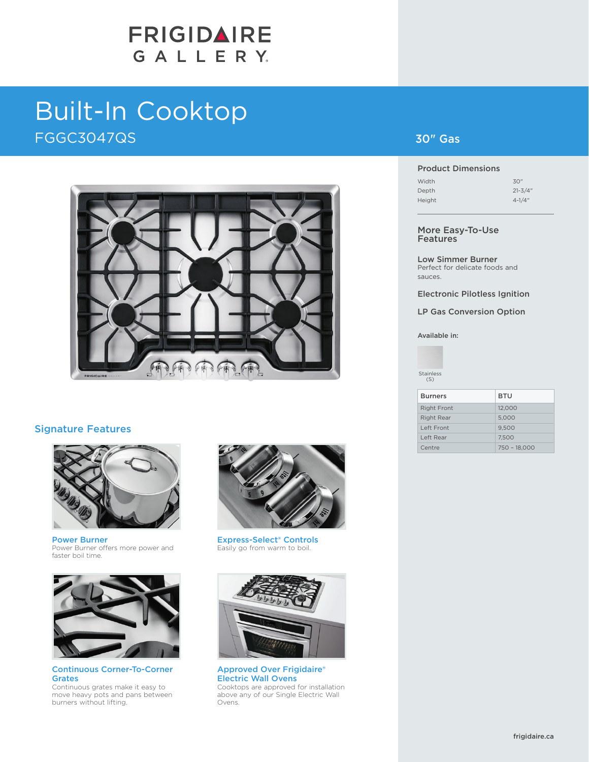FRIGIDAIRE GALLERY

# Built-In Cooktop

FGGC3047QS

30" Gas

## Signature Features

### Power Burner
Power Burner offers more power and faster boil time.

### Express-Select® Controls
Easily go from warm to boil.

### Continuous Corner-To-Corner Grates
Continuous grates make it easy to move heavy pots and pans between burners without lifting.

### Approved Over Frigidaire® Electric Wall Ovens
Cooktops are approved for installation above any of our Single Electric Wall Ovens.

## Product Dimensions

| | |
|---|---|
| Width | 30" |
| Depth | 21-3/4" |
| Height | 4-1/4" |

## More Easy-To-Use Features

**Low Simmer Burner**
Perfect for delicate foods and sauces.

**Electronic Pilotless Ignition**

**LP Gas Conversion Option**

Available in:

Stainless (S)

| Burners | BTU |
|---|---|
| Right Front | 12,000 |
| Right Rear | 5,000 |
| Left Front | 9,500 |
| Left Rear | 7,500 |
| Centre | 750 – 18,000 |

frigidaire.ca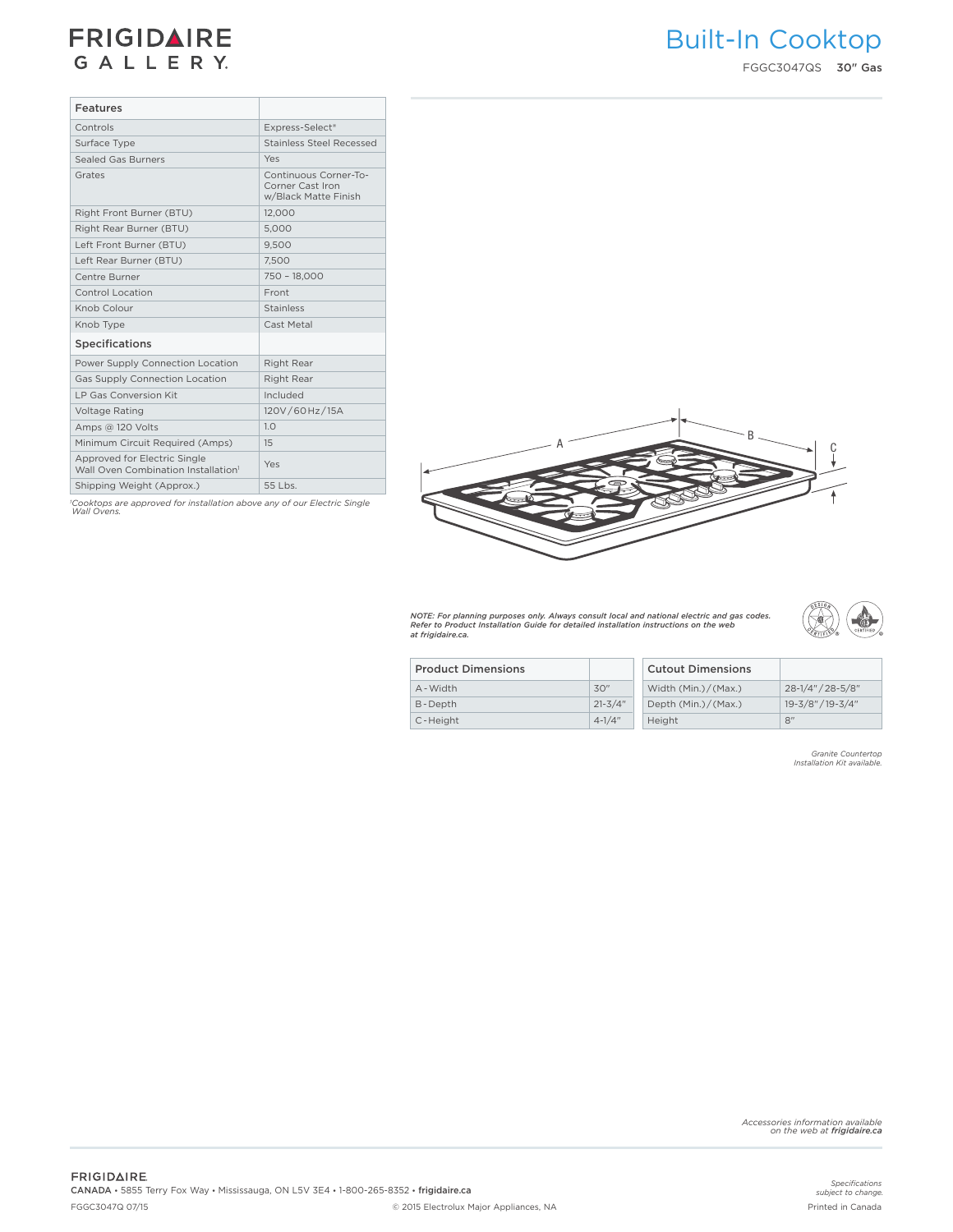# FRIGIDAIRE GALLERY

# Built-In Cooktop

FGGC3047QS **30" Gas**

| Features | |
|---|---|
| Controls | Express-Select® |
| Surface Type | Stainless Steel Recessed |
| Sealed Gas Burners | Yes |
| Grates | Continuous Corner-To-Corner Cast Iron w/Black Matte Finish |
| Right Front Burner (BTU) | 12,000 |
| Right Rear Burner (BTU) | 5,000 |
| Left Front Burner (BTU) | 9,500 |
| Left Rear Burner (BTU) | 7,500 |
| Centre Burner | 750 – 18,000 |
| Control Location | Front |
| Knob Colour | Stainless |
| Knob Type | Cast Metal |
| **Specifications** | |
| Power Supply Connection Location | Right Rear |
| Gas Supply Connection Location | Right Rear |
| LP Gas Conversion Kit | Included |
| Voltage Rating | 120V / 60 Hz / 15A |
| Amps @ 120 Volts | 1.0 |
| Minimum Circuit Required (Amps) | 15 |
| Approved for Electric Single Wall Oven Combination Installation[1] | Yes |
| Shipping Weight (Approx.) | 55 Lbs. |

[1]*Cooktops are approved for installation above any of our Electric Single Wall Ovens.*

A

B

C

*NOTE: For planning purposes only. Always consult local and national electric and gas codes. Refer to Product Installation Guide for detailed installation instructions on the web at frigidaire.ca.*

| Product Dimensions | |
|---|---|
| A - Width | 30" |
| B - Depth | 21-3/4" |
| C - Height | 4-1/4" |

| Cutout Dimensions | |
|---|---|
| Width (Min.) / (Max.) | 28-1/4" / 28-5/8" |
| Depth (Min.) / (Max.) | 19-3/8" / 19-3/4" |
| Height | 8" |

*Granite Countertop Installation Kit available.*

*Accessories information available on the web at **frigidaire.ca***

FRIGIDAIRE.
CANADA • 5855 Terry Fox Way • Mississauga, ON L5V 3E4 • 1-800-265-8352 • **frigidaire.ca**

FGGC3047Q 07/15 © 2015 Electrolux Major Appliances, NA

*Specifications subject to change.*

Printed in Canada